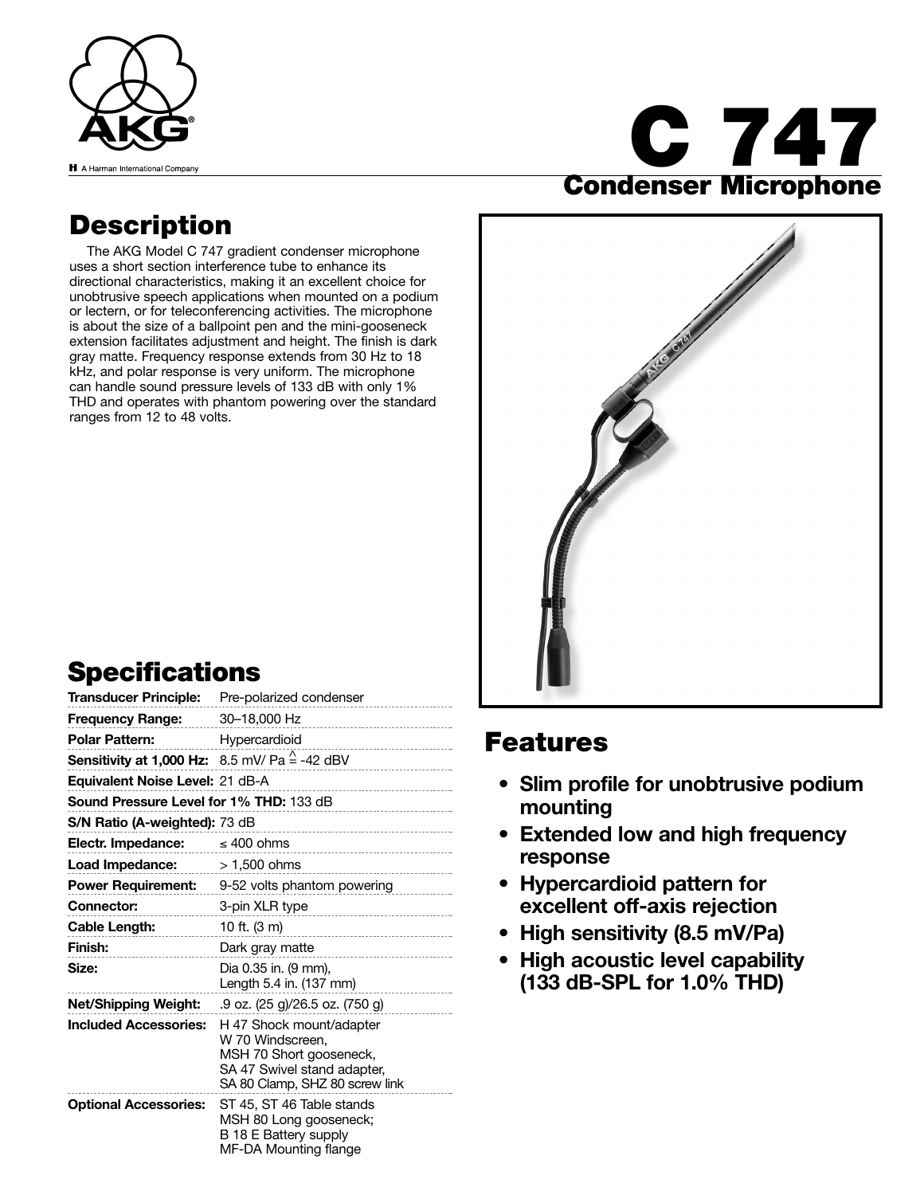AKG

A Harman International Company

# C 747

## Condenser Microphone

## Description

The AKG Model C 747 gradient condenser microphone uses a short section interference tube to enhance its directional characteristics, making it an excellent choice for unobtrusive speech applications when mounted on a podium or lectern, or for teleconferencing activities. The microphone is about the size of a ballpoint pen and the mini-gooseneck extension facilitates adjustment and height. The finish is dark gray matte. Frequency response extends from 30 Hz to 18 kHz, and polar response is very uniform. The microphone can handle sound pressure levels of 133 dB with only 1% THD and operates with phantom powering over the standard ranges from 12 to 48 volts.

## Specifications

| | |
|---|---|
| **Transducer Principle:** | Pre-polarized condenser |
| **Frequency Range:** | 30–18,000 Hz |
| **Polar Pattern:** | Hypercardioid |
| **Sensitivity at 1,000 Hz:** | 8.5 mV/ Pa $\hat{=}$ -42 dBV |
| **Equivalent Noise Level:** | 21 dB-A |
| **Sound Pressure Level for 1% THD:** | 133 dB |
| **S/N Ratio (A-weighted):** | 73 dB |
| **Electr. Impedance:** | ≤ 400 ohms |
| **Load Impedance:** | > 1,500 ohms |
| **Power Requirement:** | 9-52 volts phantom powering |
| **Connector:** | 3-pin XLR type |
| **Cable Length:** | 10 ft. (3 m) |
| **Finish:** | Dark gray matte |
| **Size:** | Dia 0.35 in. (9 mm), Length 5.4 in. (137 mm) |
| **Net/Shipping Weight:** | .9 oz. (25 g)/26.5 oz. (750 g) |
| **Included Accessories:** | H 47 Shock mount/adapter W 70 Windscreen, MSH 70 Short gooseneck, SA 47 Swivel stand adapter, SA 80 Clamp, SHZ 80 screw link |
| **Optional Accessories:** | ST 45, ST 46 Table stands MSH 80 Long gooseneck; B 18 E Battery supply MF-DA Mounting flange |

## Features

- **Slim profile for unobtrusive podium mounting**
- **Extended low and high frequency response**
- **Hypercardioid pattern for excellent off-axis rejection**
- **High sensitivity (8.5 mV/Pa)**
- **High acoustic level capability (133 dB-SPL for 1.0% THD)**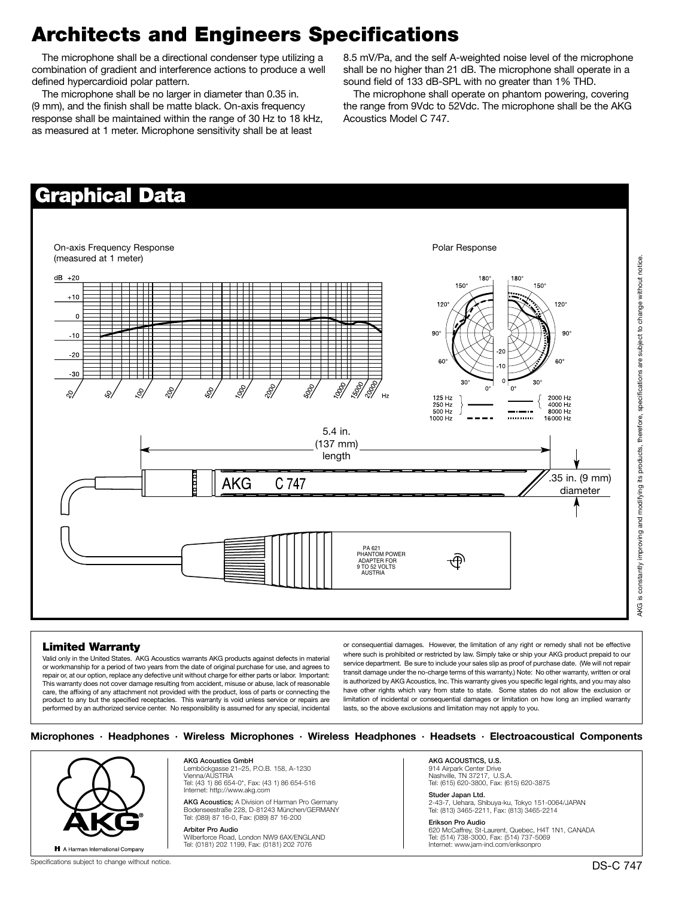# Architects and Engineers Specifications

The microphone shall be a directional condenser type utilizing a combination of gradient and interference actions to produce a well defined hypercardioid polar pattern.

The microphone shall be no larger in diameter than 0.35 in. (9 mm), and the finish shall be matte black. On-axis frequency response shall be maintained within the range of 30 Hz to 18 kHz, as measured at 1 meter. Microphone sensitivity shall be at least 8.5 mV/Pa, and the self A-weighted noise level of the microphone shall be no higher than 21 dB. The microphone shall operate in a sound field of 133 dB-SPL with no greater than 1% THD.

The microphone shall operate on phantom powering, covering the range from 9Vdc to 52Vdc. The microphone shall be the AKG Acoustics Model C 747.

# Graphical Data

On-axis Frequency Response
(measured at 1 meter)

dB +20
+10
0
-10
-20
-30

20 50 100 200 500 1000 2000 5000 10000 15000 20000 Hz

Polar Response

180° 180°
150° 150°
120° 120°
90° 90°
60° 60°
30° 30°
0° 0°
-20
-10
0

125 Hz
250 Hz
500 Hz
1000 Hz

2000 Hz
4000 Hz
8000 Hz
16000 Hz

5.4 in.
(137 mm)
length

.35 in. (9 mm)
diameter

AKG C 747

PA 621
PHANTOM POWER
ADAPTER FOR
9 TO 52 VOLTS
AUSTRIA

AKG is constantly improving and modifying its products, therefore, specifications are subject to change without notice.

### Limited Warranty

Valid only in the United States. AKG Acoustics warrants AKG products against defects in material or workmanship for a period of two years from the date of original purchase for use, and agrees to repair or, at our option, replace any defective unit without charge for either parts or labor. Important: This warranty does not cover damage resulting from accident, misuse or abuse, lack of reasonable care, the affixing of any attachment not provided with the product, loss of parts or connecting the product to any but the specified receptacles. This warranty is void unless service or repairs are performed by an authorized service center. No responsibility is assumed for any special, incidental or consequential damages. However, the limitation of any right or remedy shall not be effective where such is prohibited or restricted by law. Simply take or ship your AKG product prepaid to our service department. Be sure to include your sales slip as proof of purchase date. (We will not repair transit damage under the no-charge terms of this warranty.) Note: No other warranty, written or oral is authorized by AKG Acoustics, Inc. This warranty gives you specific legal rights, and you may also have other rights which vary from state to state. Some states do not allow the exclusion or limitation of incidental or consequential damages or limitation on how long an implied warranty lasts, so the above exclusions and limitation may not apply to you.

**Microphones · Headphones · Wireless Microphones · Wireless Headphones · Headsets · Electroacoustical Components**

AKG
A Harman International Company

**AKG Acoustics GmbH**
Lemböckgasse 21–25, P.O.B. 158, A-1230
Vienna/AUSTRIA
Tel: (43 1) 86 654-0*, Fax: (43 1) 86 654-516
Internet: http://www.akg.com

**AKG Acoustics;** A Division of Harman Pro Germany
Bodenseestraße 228, D-81243 München/GERMANY
Tel: (089) 87 16-0, Fax: (089) 87 16-200

**Arbiter Pro Audio**
Wilberforce Road, London NW9 6AX/ENGLAND
Tel: (0181) 202 1199, Fax: (0181) 202 7076

**AKG ACOUSTICS, U.S.**
914 Airpark Center Drive
Nashville, TN 37217, U.S.A.
Tel: (615) 620-3800, Fax: (615) 620-3875

**Studer Japan Ltd.**
2-43-7, Uehara, Shibuya-ku, Tokyo 151-0064/JAPAN
Tel: (813) 3465-2211, Fax: (813) 3465-2214

**Erikson Pro Audio**
620 McCaffrey, St-Laurent, Quebec, H4T 1N1, CANADA
Tel: (514) 738-3000, Fax: (514) 737-5069
Internet: www.jam-ind.com/eriksonpro

Specifications subject to change without notice.

DS-C 747